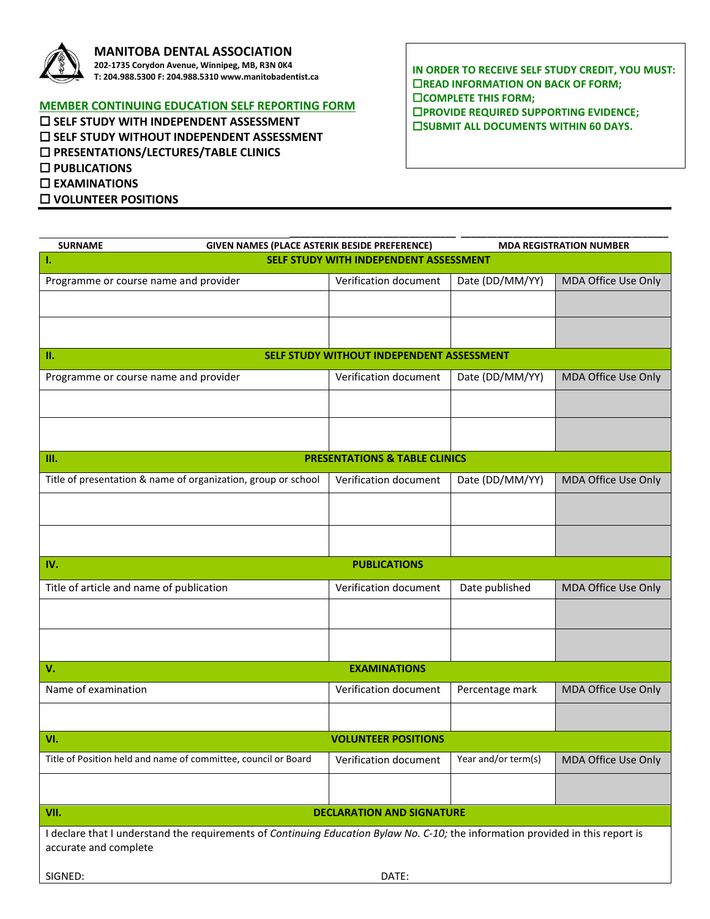# MANITOBA DENTAL ASSOCIATION

**202-1735 Corydon Avenue, Winnipeg, MB, R3N 0K4**
**T: 204.988.5300 F: 204.988.5310 www.manitobadentist.ca**

**IN ORDER TO RECEIVE SELF STUDY CREDIT, YOU MUST:**
- ☐ **READ INFORMATION ON BACK OF FORM;**
- ☐ **COMPLETE THIS FORM;**
- ☐ **PROVIDE REQUIRED SUPPORTING EVIDENCE;**
- ☐ **SUBMIT ALL DOCUMENTS WITHIN 60 DAYS.**

## MEMBER CONTINUING EDUCATION SELF REPORTING FORM

- ☐ **SELF STUDY WITH INDEPENDENT ASSESSMENT**
- ☐ **SELF STUDY WITHOUT INDEPENDENT ASSESSMENT**
- ☐ **PRESENTATIONS/LECTURES/TABLE CLINICS**
- ☐ **PUBLICATIONS**
- ☐ **EXAMINATIONS**
- ☐ **VOLUNTEER POSITIONS**

| SURNAME | GIVEN NAMES (PLACE ASTERIK BESIDE PREFERENCE) | MDA REGISTRATION NUMBER |
|---|---|---|
| | | |

| **I.** | **SELF STUDY WITH INDEPENDENT ASSESSMENT** | | |
|---|---|---|---|
| Programme or course name and provider | Verification document | Date (DD/MM/YY) | MDA Office Use Only |
| | | | |
| | | | |
| **II.** | **SELF STUDY WITHOUT INDEPENDENT ASSESSMENT** | | |
| Programme or course name and provider | Verification document | Date (DD/MM/YY) | MDA Office Use Only |
| | | | |
| | | | |
| **III.** | **PRESENTATIONS & TABLE CLINICS** | | |
| Title of presentation & name of organization, group or school | Verification document | Date (DD/MM/YY) | MDA Office Use Only |
| | | | |
| | | | |
| **IV.** | **PUBLICATIONS** | | |
| Title of article and name of publication | Verification document | Date published | MDA Office Use Only |
| | | | |
| | | | |
| **V.** | **EXAMINATIONS** | | |
| Name of examination | Verification document | Percentage mark | MDA Office Use Only |
| | | | |
| **VI.** | **VOLUNTEER POSITIONS** | | |
| Title of Position held and name of committee, council or Board | Verification document | Year and/or term(s) | MDA Office Use Only |
| | | | |

**VII. DECLARATION AND SIGNATURE**

I declare that I understand the requirements of *Continuing Education Bylaw No. C-10;* the information provided in this report is accurate and complete

SIGNED: DATE: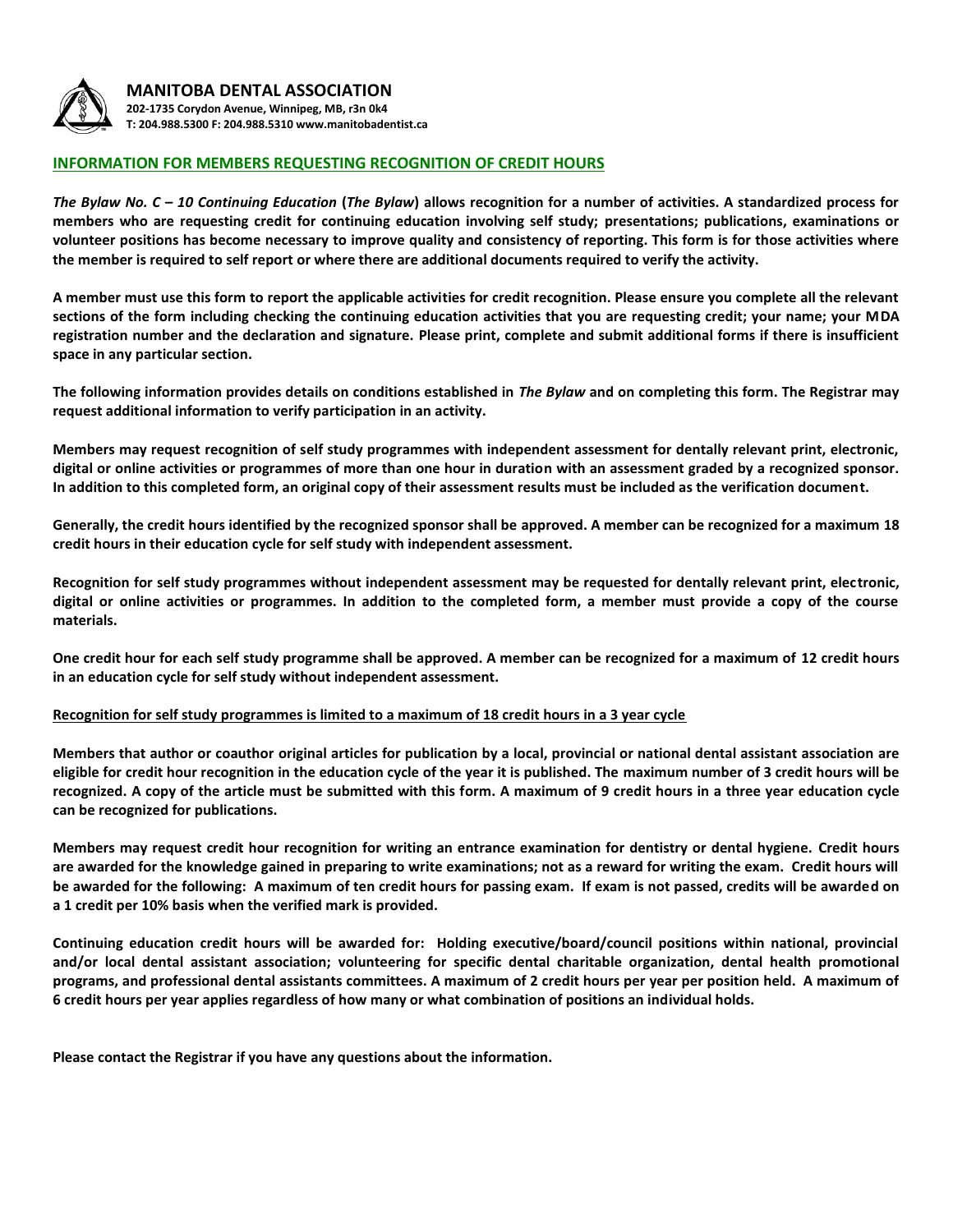**MANITOBA DENTAL ASSOCIATION**
**202-1735 Corydon Avenue, Winnipeg, MB, r3n 0k4**
**T: 204.988.5300 F: 204.988.5310 www.manitobadentist.ca**

## INFORMATION FOR MEMBERS REQUESTING RECOGNITION OF CREDIT HOURS

***The Bylaw No. C – 10 Continuing Education* (*The Bylaw*) allows recognition for a number of activities. A standardized process for members who are requesting credit for continuing education involving self study; presentations; publications, examinations or volunteer positions has become necessary to improve quality and consistency of reporting. This form is for those activities where the member is required to self report or where there are additional documents required to verify the activity.**

**A member must use this form to report the applicable activities for credit recognition. Please ensure you complete all the relevant sections of the form including checking the continuing education activities that you are requesting credit; your name; your MDA registration number and the declaration and signature. Please print, complete and submit additional forms if there is insufficient space in any particular section.**

**The following information provides details on conditions established in *The Bylaw* and on completing this form. The Registrar may request additional information to verify participation in an activity.**

**Members may request recognition of self study programmes with independent assessment for dentally relevant print, electronic, digital or online activities or programmes of more than one hour in duration with an assessment graded by a recognized sponsor. In addition to this completed form, an original copy of their assessment results must be included as the verification document.**

**Generally, the credit hours identified by the recognized sponsor shall be approved. A member can be recognized for a maximum 18 credit hours in their education cycle for self study with independent assessment.**

**Recognition for self study programmes without independent assessment may be requested for dentally relevant print, electronic, digital or online activities or programmes. In addition to the completed form, a member must provide a copy of the course materials.**

**One credit hour for each self study programme shall be approved. A member can be recognized for a maximum of 12 credit hours in an education cycle for self study without independent assessment.**

**Recognition for self study programmes is limited to a maximum of 18 credit hours in a 3 year cycle**

**Members that author or coauthor original articles for publication by a local, provincial or national dental assistant association are eligible for credit hour recognition in the education cycle of the year it is published. The maximum number of 3 credit hours will be recognized. A copy of the article must be submitted with this form. A maximum of 9 credit hours in a three year education cycle can be recognized for publications.**

**Members may request credit hour recognition for writing an entrance examination for dentistry or dental hygiene. Credit hours are awarded for the knowledge gained in preparing to write examinations; not as a reward for writing the exam. Credit hours will be awarded for the following: A maximum of ten credit hours for passing exam. If exam is not passed, credits will be awarded on a 1 credit per 10% basis when the verified mark is provided.**

**Continuing education credit hours will be awarded for: Holding executive/board/council positions within national, provincial and/or local dental assistant association; volunteering for specific dental charitable organization, dental health promotional programs, and professional dental assistants committees. A maximum of 2 credit hours per year per position held. A maximum of 6 credit hours per year applies regardless of how many or what combination of positions an individual holds.**

**Please contact the Registrar if you have any questions about the information.**